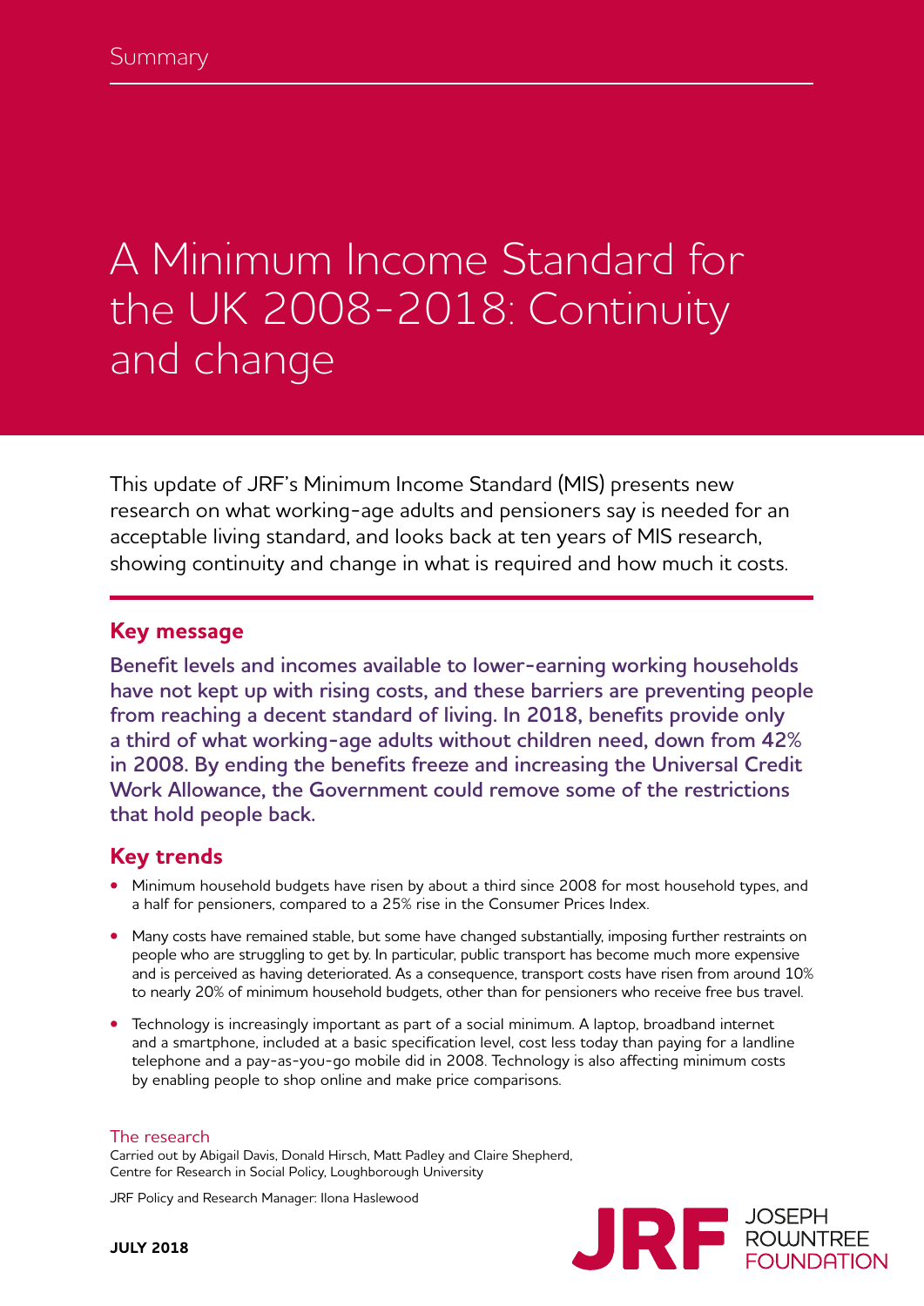Summary

# A Minimum Income Standard for the UK 2008-2018: Continuity and change

This update of JRF's Minimum Income Standard (MIS) presents new research on what working-age adults and pensioners say is needed for an acceptable living standard, and looks back at ten years of MIS research, showing continuity and change in what is required and how much it costs.

## Key message

**Benefit levels and incomes available to lower-earning working households have not kept up with rising costs, and these barriers are preventing people from reaching a decent standard of living. In 2018, benefits provide only a third of what working-age adults without children need, down from 42% in 2008. By ending the benefits freeze and increasing the Universal Credit Work Allowance, the Government could remove some of the restrictions that hold people back.**

## Key trends

- Minimum household budgets have risen by about a third since 2008 for most household types, and a half for pensioners, compared to a 25% rise in the Consumer Prices Index.
- Many costs have remained stable, but some have changed substantially, imposing further restraints on people who are struggling to get by. In particular, public transport has become much more expensive and is perceived as having deteriorated. As a consequence, transport costs have risen from around 10% to nearly 20% of minimum household budgets, other than for pensioners who receive free bus travel.
- Technology is increasingly important as part of a social minimum. A laptop, broadband internet and a smartphone, included at a basic specification level, cost less today than paying for a landline telephone and a pay-as-you-go mobile did in 2008. Technology is also affecting minimum costs by enabling people to shop online and make price comparisons.

The research
Carried out by Abigail Davis, Donald Hirsch, Matt Padley and Claire Shepherd, Centre for Research in Social Policy, Loughborough University

JRF Policy and Research Manager: Ilona Haslewood

**JULY 2018**

JRF JOSEPH ROWNTREE FOUNDATION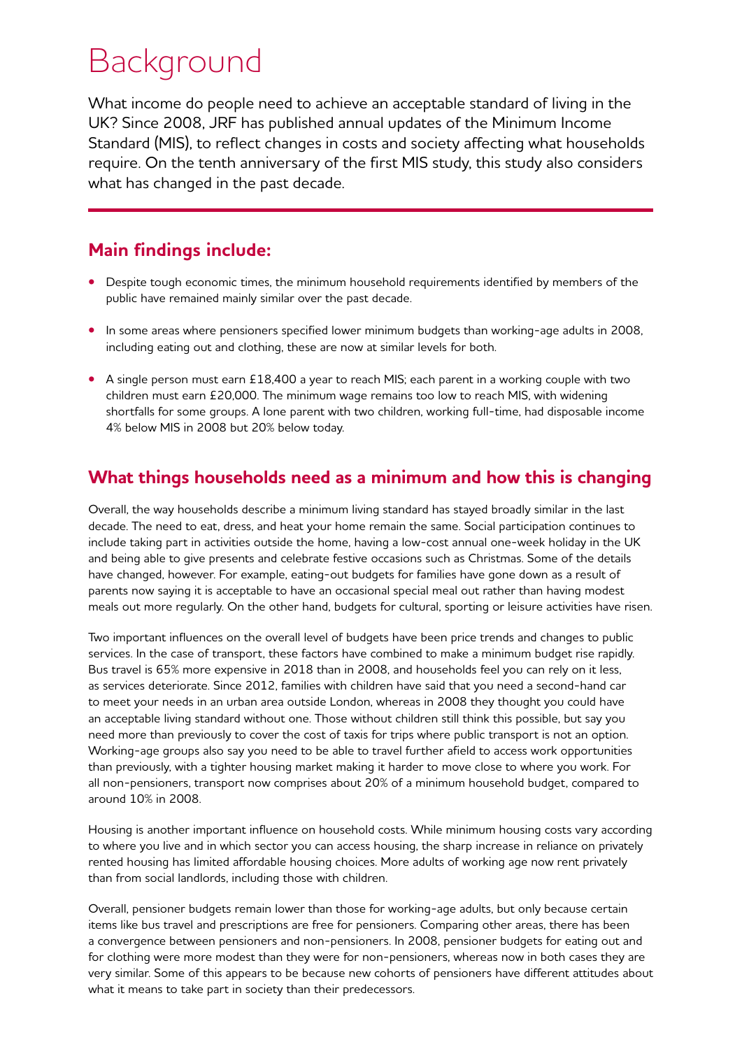# Background

What income do people need to achieve an acceptable standard of living in the UK? Since 2008, JRF has published annual updates of the Minimum Income Standard (MIS), to reflect changes in costs and society affecting what households require. On the tenth anniversary of the first MIS study, this study also considers what has changed in the past decade.

## Main findings include:

- Despite tough economic times, the minimum household requirements identified by members of the public have remained mainly similar over the past decade.
- In some areas where pensioners specified lower minimum budgets than working-age adults in 2008, including eating out and clothing, these are now at similar levels for both.
- A single person must earn £18,400 a year to reach MIS; each parent in a working couple with two children must earn £20,000. The minimum wage remains too low to reach MIS, with widening shortfalls for some groups. A lone parent with two children, working full-time, had disposable income 4% below MIS in 2008 but 20% below today.

## What things households need as a minimum and how this is changing

Overall, the way households describe a minimum living standard has stayed broadly similar in the last decade. The need to eat, dress, and heat your home remain the same. Social participation continues to include taking part in activities outside the home, having a low-cost annual one-week holiday in the UK and being able to give presents and celebrate festive occasions such as Christmas. Some of the details have changed, however. For example, eating-out budgets for families have gone down as a result of parents now saying it is acceptable to have an occasional special meal out rather than having modest meals out more regularly. On the other hand, budgets for cultural, sporting or leisure activities have risen.

Two important influences on the overall level of budgets have been price trends and changes to public services. In the case of transport, these factors have combined to make a minimum budget rise rapidly. Bus travel is 65% more expensive in 2018 than in 2008, and households feel you can rely on it less, as services deteriorate. Since 2012, families with children have said that you need a second-hand car to meet your needs in an urban area outside London, whereas in 2008 they thought you could have an acceptable living standard without one. Those without children still think this possible, but say you need more than previously to cover the cost of taxis for trips where public transport is not an option. Working-age groups also say you need to be able to travel further afield to access work opportunities than previously, with a tighter housing market making it harder to move close to where you work. For all non-pensioners, transport now comprises about 20% of a minimum household budget, compared to around 10% in 2008.

Housing is another important influence on household costs. While minimum housing costs vary according to where you live and in which sector you can access housing, the sharp increase in reliance on privately rented housing has limited affordable housing choices. More adults of working age now rent privately than from social landlords, including those with children.

Overall, pensioner budgets remain lower than those for working-age adults, but only because certain items like bus travel and prescriptions are free for pensioners. Comparing other areas, there has been a convergence between pensioners and non-pensioners. In 2008, pensioner budgets for eating out and for clothing were more modest than they were for non-pensioners, whereas now in both cases they are very similar. Some of this appears to be because new cohorts of pensioners have different attitudes about what it means to take part in society than their predecessors.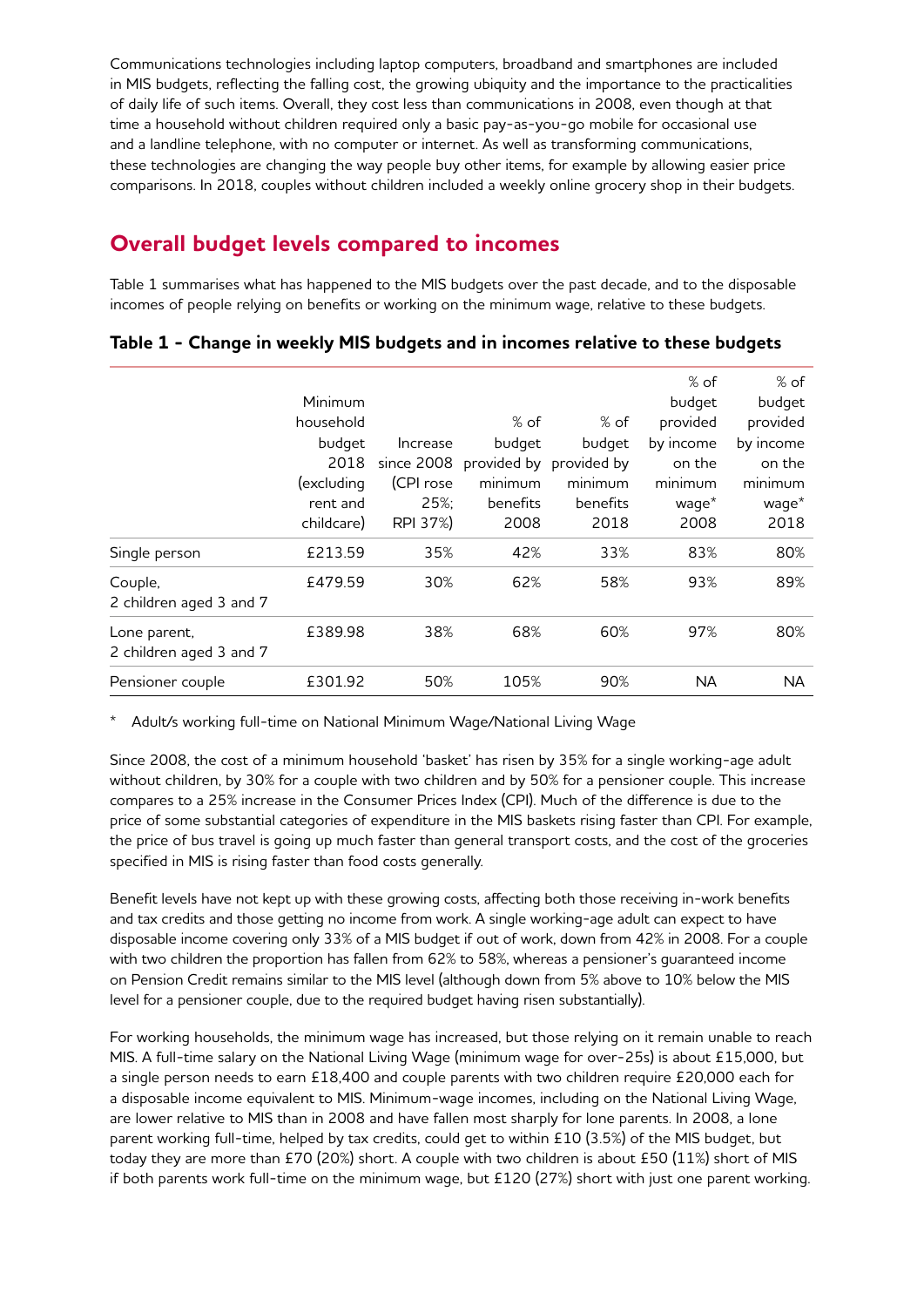Communications technologies including laptop computers, broadband and smartphones are included in MIS budgets, reflecting the falling cost, the growing ubiquity and the importance to the practicalities of daily life of such items. Overall, they cost less than communications in 2008, even though at that time a household without children required only a basic pay-as-you-go mobile for occasional use and a landline telephone, with no computer or internet. As well as transforming communications, these technologies are changing the way people buy other items, for example by allowing easier price comparisons. In 2018, couples without children included a weekly online grocery shop in their budgets.

## Overall budget levels compared to incomes

Table 1 summarises what has happened to the MIS budgets over the past decade, and to the disposable incomes of people relying on benefits or working on the minimum wage, relative to these budgets.

### Table 1 - Change in weekly MIS budgets and in incomes relative to these budgets

| | Minimum household budget 2018 (excluding rent and childcare) | Increase since 2008 (CPI rose 25%; RPI 37%) | % of budget provided by minimum benefits 2008 | % of budget provided by minimum benefits 2018 | % of budget provided by income on the minimum wage* 2008 | % of budget provided by income on the minimum wage* 2018 |
|---|---|---|---|---|---|---|
| Single person | £213.59 | 35% | 42% | 33% | 83% | 80% |
| Couple, 2 children aged 3 and 7 | £479.59 | 30% | 62% | 58% | 93% | 89% |
| Lone parent, 2 children aged 3 and 7 | £389.98 | 38% | 68% | 60% | 97% | 80% |
| Pensioner couple | £301.92 | 50% | 105% | 90% | NA | NA |

\* Adult/s working full-time on National Minimum Wage/National Living Wage

Since 2008, the cost of a minimum household 'basket' has risen by 35% for a single working-age adult without children, by 30% for a couple with two children and by 50% for a pensioner couple. This increase compares to a 25% increase in the Consumer Prices Index (CPI). Much of the difference is due to the price of some substantial categories of expenditure in the MIS baskets rising faster than CPI. For example, the price of bus travel is going up much faster than general transport costs, and the cost of the groceries specified in MIS is rising faster than food costs generally.

Benefit levels have not kept up with these growing costs, affecting both those receiving in-work benefits and tax credits and those getting no income from work. A single working-age adult can expect to have disposable income covering only 33% of a MIS budget if out of work, down from 42% in 2008. For a couple with two children the proportion has fallen from 62% to 58%, whereas a pensioner's guaranteed income on Pension Credit remains similar to the MIS level (although down from 5% above to 10% below the MIS level for a pensioner couple, due to the required budget having risen substantially).

For working households, the minimum wage has increased, but those relying on it remain unable to reach MIS. A full-time salary on the National Living Wage (minimum wage for over-25s) is about £15,000, but a single person needs to earn £18,400 and couple parents with two children require £20,000 each for a disposable income equivalent to MIS. Minimum-wage incomes, including on the National Living Wage, are lower relative to MIS than in 2008 and have fallen most sharply for lone parents. In 2008, a lone parent working full-time, helped by tax credits, could get to within £10 (3.5%) of the MIS budget, but today they are more than £70 (20%) short. A couple with two children is about £50 (11%) short of MIS if both parents work full-time on the minimum wage, but £120 (27%) short with just one parent working.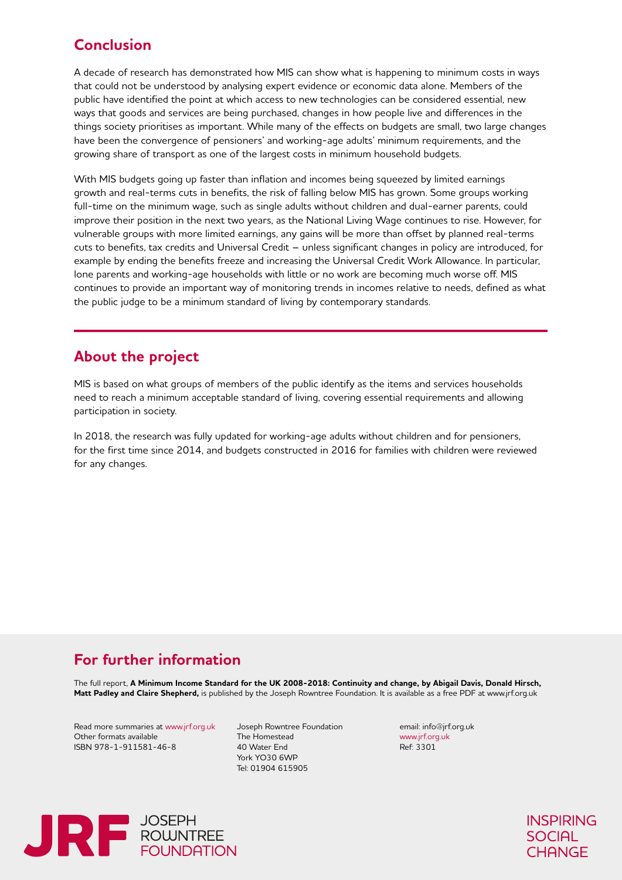## Conclusion

A decade of research has demonstrated how MIS can show what is happening to minimum costs in ways that could not be understood by analysing expert evidence or economic data alone. Members of the public have identified the point at which access to new technologies can be considered essential, new ways that goods and services are being purchased, changes in how people live and differences in the things society prioritises as important. While many of the effects on budgets are small, two large changes have been the convergence of pensioners' and working-age adults' minimum requirements, and the growing share of transport as one of the largest costs in minimum household budgets.

With MIS budgets going up faster than inflation and incomes being squeezed by limited earnings growth and real-terms cuts in benefits, the risk of falling below MIS has grown. Some groups working full-time on the minimum wage, such as single adults without children and dual-earner parents, could improve their position in the next two years, as the National Living Wage continues to rise. However, for vulnerable groups with more limited earnings, any gains will be more than offset by planned real-terms cuts to benefits, tax credits and Universal Credit – unless significant changes in policy are introduced, for example by ending the benefits freeze and increasing the Universal Credit Work Allowance. In particular, lone parents and working-age households with little or no work are becoming much worse off. MIS continues to provide an important way of monitoring trends in incomes relative to needs, defined as what the public judge to be a minimum standard of living by contemporary standards.

## About the project

MIS is based on what groups of members of the public identify as the items and services households need to reach a minimum acceptable standard of living, covering essential requirements and allowing participation in society.

In 2018, the research was fully updated for working-age adults without children and for pensioners, for the first time since 2014, and budgets constructed in 2016 for families with children were reviewed for any changes.

## For further information

The full report, **A Minimum Income Standard for the UK 2008-2018: Continuity and change, by Abigail Davis, Donald Hirsch, Matt Padley and Claire Shepherd,** is published by the Joseph Rowntree Foundation. It is available as a free PDF at www.jrf.org.uk

Read more summaries at www.jrf.org.uk
Other formats available
ISBN 978-1-911581-46-8

Joseph Rowntree Foundation
The Homestead
40 Water End
York YO30 6WP
Tel: 01904 615905

email: info@jrf.org.uk
www.jrf.org.uk
Ref: 3301

JRF JOSEPH ROWNTREE FOUNDATION

INSPIRING SOCIAL CHANGE